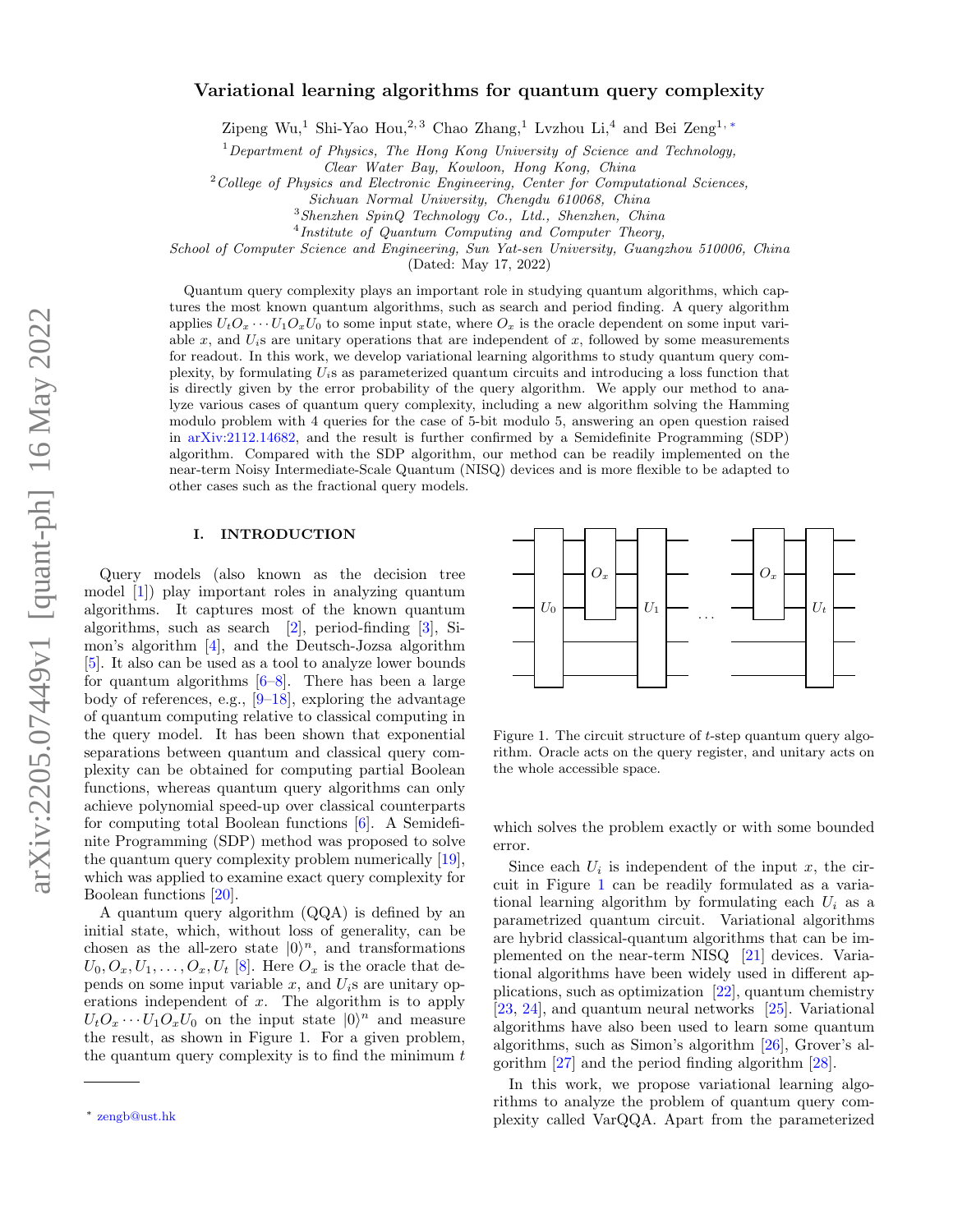# Variational learning algorithms for quantum query complexity

Zipeng Wu,[1] Shi-Yao Hou,[2,3] Chao Zhang,[1] Lvzhou Li,[4] and Bei Zeng[1,*]

[1] *Department of Physics, The Hong Kong University of Science and Technology, Clear Water Bay, Kowloon, Hong Kong, China*
[2] *College of Physics and Electronic Engineering, Center for Computational Sciences, Sichuan Normal University, Chengdu 610068, China*
[3] *Shenzhen SpinQ Technology Co., Ltd., Shenzhen, China*
[4] *Institute of Quantum Computing and Computer Theory, School of Computer Science and Engineering, Sun Yat-sen University, Guangzhou 510006, China*

(Dated: May 17, 2022)

Quantum query complexity plays an important role in studying quantum algorithms, which captures the most known quantum algorithms, such as search and period finding. A query algorithm applies $U_t O_x \cdots U_1 O_x U_0$ to some input state, where $O_x$ is the oracle dependent on some input variable $x$, and $U_i$s are unitary operations that are independent of $x$, followed by some measurements for readout. In this work, we develop variational learning algorithms to study quantum query complexity, by formulating $U_i$s as parameterized quantum circuits and introducing a loss function that is directly given by the error probability of the query algorithm. We apply our method to analyze various cases of quantum query complexity, including a new algorithm solving the Hamming modulo problem with 4 queries for the case of 5-bit modulo 5, answering an open question raised in arXiv:2112.14682, and the result is further confirmed by a Semidefinite Programming (SDP) algorithm. Compared with the SDP algorithm, our method can be readily implemented on the near-term Noisy Intermediate-Scale Quantum (NISQ) devices and is more flexible to be adapted to other cases such as the fractional query models.

## I. INTRODUCTION

Query models (also known as the decision tree model [1]) play important roles in analyzing quantum algorithms. It captures most of the known quantum algorithms, such as search [2], period-finding [3], Simon's algorithm [4], and the Deutsch-Jozsa algorithm [5]. It also can be used as a tool to analyze lower bounds for quantum algorithms [6–8]. There has been a large body of references, e.g., [9–18], exploring the advantage of quantum computing relative to classical computing in the query model. It has been shown that exponential separations between quantum and classical query complexity can be obtained for computing partial Boolean functions, whereas quantum query algorithms can only achieve polynomial speed-up over classical counterparts for computing total Boolean functions [6]. A Semidefinite Programming (SDP) method was proposed to solve the quantum query complexity problem numerically [19], which was applied to examine exact query complexity for Boolean functions [20].

A quantum query algorithm (QQA) is defined by an initial state, which, without loss of generality, can be chosen as the all-zero state $|0\rangle^n$, and transformations $U_0, O_x, U_1, \ldots, O_x, U_t$ [8]. Here $O_x$ is the oracle that depends on some input variable $x$, and $U_i$s are unitary operations independent of $x$. The algorithm is to apply $U_t O_x \cdots U_1 O_x U_0$ on the input state $|0\rangle^n$ and measure the result, as shown in Figure 1. For a given problem, the quantum query complexity is to find the minimum $t$ which solves the problem exactly or with some bounded error.

Figure 1. The circuit structure of $t$-step quantum query algorithm. Oracle acts on the query register, and unitary acts on the whole accessible space.

Since each $U_i$ is independent of the input $x$, the circuit in Figure 1 can be readily formulated as a variational learning algorithm by formulating each $U_i$ as a parametrized quantum circuit. Variational algorithms are hybrid classical-quantum algorithms that can be implemented on the near-term NISQ [21] devices. Variational algorithms have been widely used in different applications, such as optimization [22], quantum chemistry [23, 24], and quantum neural networks [25]. Variational algorithms have also been used to learn some quantum algorithms, such as Simon's algorithm [26], Grover's algorithm [27] and the period finding algorithm [28].

In this work, we propose variational learning algorithms to analyze the problem of quantum query complexity called VarQQA. Apart from the parameterized

* zengb@ust.hk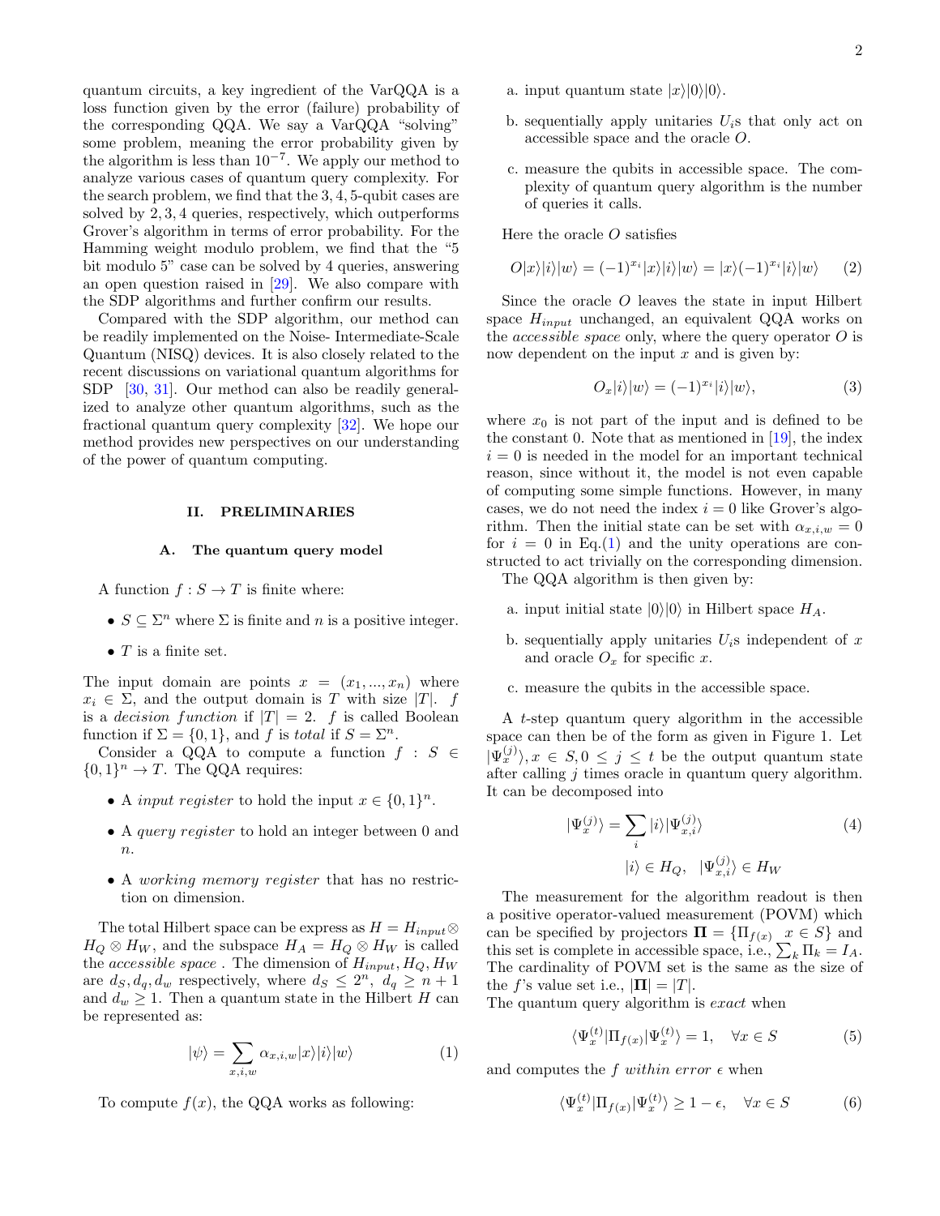quantum circuits, a key ingredient of the VarQQA is a loss function given by the error (failure) probability of the corresponding QQA. We say a VarQQA "solving" some problem, meaning the error probability given by the algorithm is less than $10^{-7}$. We apply our method to analyze various cases of quantum query complexity. For the search problem, we find that the 3, 4, 5-qubit cases are solved by 2, 3, 4 queries, respectively, which outperforms Grover's algorithm in terms of error probability. For the Hamming weight modulo problem, we find that the "5 bit modulo 5" case can be solved by 4 queries, answering an open question raised in [29]. We also compare with the SDP algorithms and further confirm our results.

Compared with the SDP algorithm, our method can be readily implemented on the Noise- Intermediate-Scale Quantum (NISQ) devices. It is also closely related to the recent discussions on variational quantum algorithms for SDP [30, 31]. Our method can also be readily generalized to analyze other quantum algorithms, such as the fractional quantum query complexity [32]. We hope our method provides new perspectives on our understanding of the power of quantum computing.

## II. PRELIMINARIES

### A. The quantum query model

A function $f : S \to T$ is finite where:

- $S \subseteq \Sigma^n$ where $\Sigma$ is finite and $n$ is a positive integer.
- $T$ is a finite set.

The input domain are points $x = (x_1, ..., x_n)$ where $x_i \in \Sigma$, and the output domain is $T$ with size $|T|$. $f$ is a *decision function* if $|T| = 2$. $f$ is called Boolean function if $\Sigma = \{0, 1\}$, and $f$ is *total* if $S = \Sigma^n$.

Consider a QQA to compute a function $f : S \in \{0, 1\}^n \to T$. The QQA requires:

- A *input register* to hold the input $x \in \{0, 1\}^n$.
- A *query register* to hold an integer between 0 and $n$.
- A *working memory register* that has no restriction on dimension.

The total Hilbert space can be express as $H = H_{input} \otimes H_Q \otimes H_W$, and the subspace $H_A = H_Q \otimes H_W$ is called the *accessible space* . The dimension of $H_{input}, H_Q, H_W$ are $d_S, d_q, d_w$ respectively, where $d_S \leq 2^n$, $d_q \geq n + 1$ and $d_w \geq 1$. Then a quantum state in the Hilbert $H$ can be represented as:

$$|\psi\rangle = \sum_{x,i,w} \alpha_{x,i,w} |x\rangle |i\rangle |w\rangle \tag{1}$$

To compute $f(x)$, the QQA works as following:

a. input quantum state $|x\rangle|0\rangle|0\rangle$.

b. sequentially apply unitaries $U_i$s that only act on accessible space and the oracle $O$.

c. measure the qubits in accessible space. The complexity of quantum query algorithm is the number of queries it calls.

Here the oracle $O$ satisfies

$$O|x\rangle|i\rangle|w\rangle = (-1)^{x_i}|x\rangle|i\rangle|w\rangle = |x\rangle(-1)^{x_i}|i\rangle|w\rangle \tag{2}$$

Since the oracle $O$ leaves the state in input Hilbert space $H_{input}$ unchanged, an equivalent QQA works on the *accessible space* only, where the query operator $O$ is now dependent on the input $x$ and is given by:

$$O_x|i\rangle|w\rangle = (-1)^{x_i}|i\rangle|w\rangle, \tag{3}$$

where $x_0$ is not part of the input and is defined to be the constant 0. Note that as mentioned in [19], the index $i = 0$ is needed in the model for an important technical reason, since without it, the model is not even capable of computing some simple functions. However, in many cases, we do not need the index $i = 0$ like Grover's algorithm. Then the initial state can be set with $\alpha_{x,i,w} = 0$ for $i = 0$ in Eq.(1) and the unity operations are constructed to act trivially on the corresponding dimension.

The QQA algorithm is then given by:

a. input initial state $|0\rangle|0\rangle$ in Hilbert space $H_A$.

b. sequentially apply unitaries $U_i$s independent of $x$ and oracle $O_x$ for specific $x$.

c. measure the qubits in the accessible space.

A $t$-step quantum query algorithm in the accessible space can then be of the form as given in Figure 1. Let $|\Psi_x^{(j)}\rangle, x \in S, 0 \leq j \leq t$ be the output quantum state after calling $j$ times oracle in quantum query algorithm. It can be decomposed into

$$|\Psi_x^{(j)}\rangle = \sum_i |i\rangle|\Psi_{x,i}^{(j)}\rangle \tag{4}$$
$$|i\rangle \in H_Q, \quad |\Psi_{x,i}^{(j)}\rangle \in H_W$$

The measurement for the algorithm readout is then a positive operator-valued measurement (POVM) which can be specified by projectors $\mathbf{\Pi} = \{\Pi_{f(x)} \quad x \in S\}$ and this set is complete in accessible space, i.e., $\sum_k \Pi_k = I_A$. The cardinality of POVM set is the same as the size of the $f$'s value set i.e., $|\mathbf{\Pi}| = |T|$.

The quantum query algorithm is *exact* when

$$\langle\Psi_x^{(t)}|\Pi_{f(x)}|\Psi_x^{(t)}\rangle = 1, \quad \forall x \in S \tag{5}$$

and computes the $f$ *within error* $\epsilon$ when

$$\langle\Psi_x^{(t)}|\Pi_{f(x)}|\Psi_x^{(t)}\rangle \geq 1 - \epsilon, \quad \forall x \in S \tag{6}$$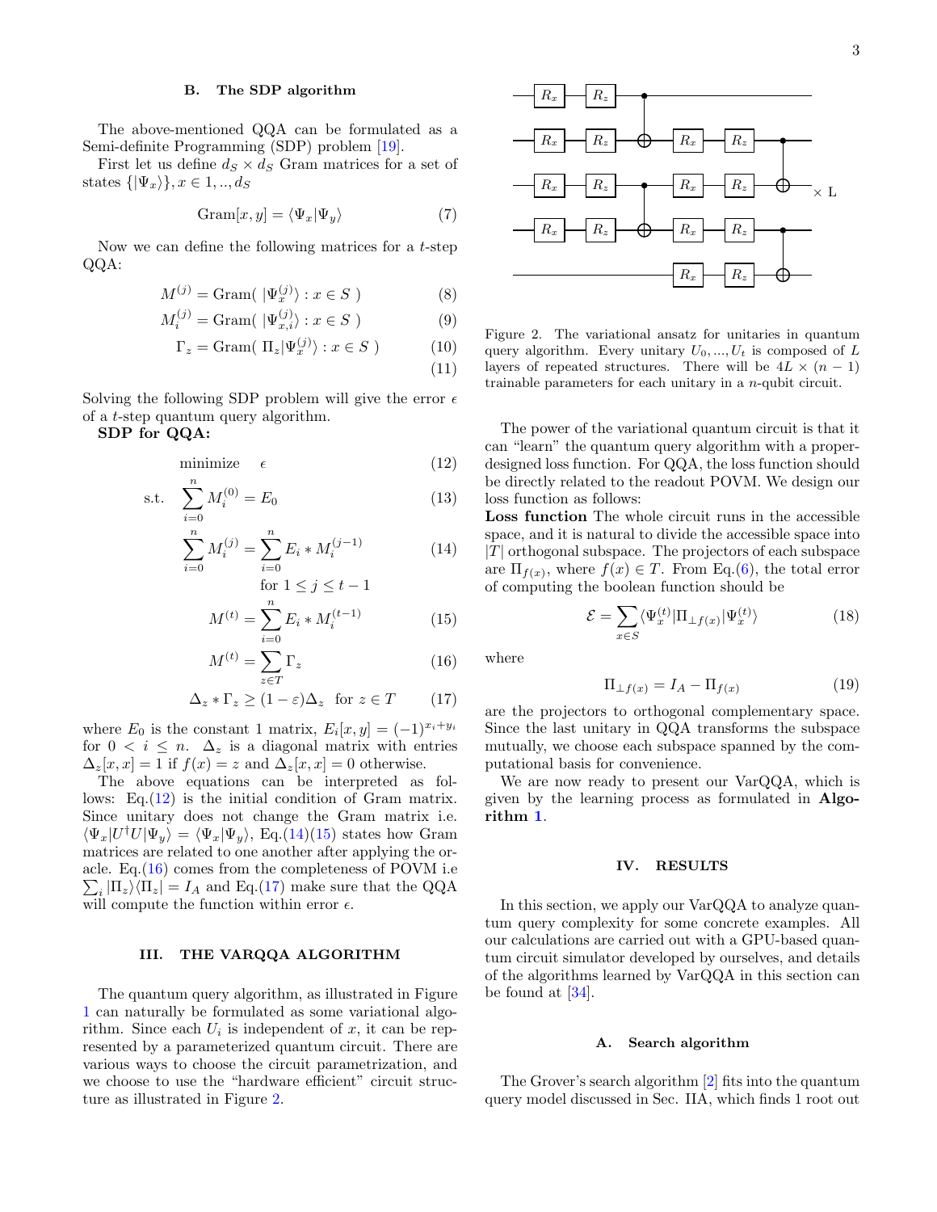### B. The SDP algorithm

The above-mentioned QQA can be formulated as a Semi-definite Programming (SDP) problem [19].

First let us define $d_S \times d_S$ Gram matrices for a set of states $\{|\Psi_x\rangle\}, x \in 1, .., d_S$

$$\text{Gram}[x, y] = \langle \Psi_x | \Psi_y \rangle \tag{7}$$

Now we can define the following matrices for a $t$-step QQA:

$$M^{(j)} = \text{Gram}(\ |\Psi_x^{(j)}\rangle : x \in S\ ) \tag{8}$$

$$M_i^{(j)} = \text{Gram}(\ |\Psi_{x,i}^{(j)}\rangle : x \in S\ ) \tag{9}$$

$$\Gamma_z = \text{Gram}(\ \Pi_z |\Psi_x^{(j)}\rangle : x \in S\ ) \tag{10}$$

$$\tag{11}$$

Solving the following SDP problem will give the error $\epsilon$ of a $t$-step quantum query algorithm.

**SDP for QQA:**

$$\text{minimize} \quad \epsilon \tag{12}$$

$$\text{s.t.} \quad \sum_{i=0}^{n} M_i^{(0)} = E_0 \tag{13}$$

$$\sum_{i=0}^{n} M_i^{(j)} = \sum_{i=0}^{n} E_i * M_i^{(j-1)} \quad \text{for } 1 \le j \le t-1 \tag{14}$$

$$M^{(t)} = \sum_{i=0}^{n} E_i * M_i^{(t-1)} \tag{15}$$

$$M^{(t)} = \sum_{z \in T} \Gamma_z \tag{16}$$

$$\Delta_z * \Gamma_z \ge (1 - \varepsilon) \Delta_z \quad \text{for } z \in T \tag{17}$$

where $E_0$ is the constant 1 matrix, $E_i[x, y] = (-1)^{x_i + y_i}$ for $0 < i \le n$. $\Delta_z$ is a diagonal matrix with entries $\Delta_z[x, x] = 1$ if $f(x) = z$ and $\Delta_z[x, x] = 0$ otherwise.

The above equations can be interpreted as follows: Eq.(12) is the initial condition of Gram matrix. Since unitary does not change the Gram matrix i.e. $\langle \Psi_x | U^\dagger U | \Psi_y \rangle = \langle \Psi_x | \Psi_y \rangle$, Eq.(14)(15) states how Gram matrices are related to one another after applying the oracle. Eq.(16) comes from the completeness of POVM i.e $\sum_i |\Pi_z\rangle\langle \Pi_z| = I_A$ and Eq.(17) make sure that the QQA will compute the function within error $\epsilon$.

## III. THE VARQQA ALGORITHM

The quantum query algorithm, as illustrated in Figure 1 can naturally be formulated as some variational algorithm. Since each $U_i$ is independent of $x$, it can be represented by a parameterized quantum circuit. There are various ways to choose the circuit parametrization, and we choose to use the "hardware efficient" circuit structure as illustrated in Figure 2.

Figure 2. The variational ansatz for unitaries in quantum query algorithm. Every unitary $U_0, ..., U_t$ is composed of $L$ layers of repeated structures. There will be $4L \times (n-1)$ trainable parameters for each unitary in a $n$-qubit circuit.

The power of the variational quantum circuit is that it can "learn" the quantum query algorithm with a proper-designed loss function. For QQA, the loss function should be directly related to the readout POVM. We design our loss function as follows:

**Loss function** The whole circuit runs in the accessible space, and it is natural to divide the accessible space into $|T|$ orthogonal subspace. The projectors of each subspace are $\Pi_{f(x)}$, where $f(x) \in T$. From Eq.(6), the total error of computing the boolean function should be

$$\mathcal{E} = \sum_{x \in S} \langle \Psi_x^{(t)} | \Pi_{\perp f(x)} | \Psi_x^{(t)} \rangle \tag{18}$$

where

$$\Pi_{\perp f(x)} = I_A - \Pi_{f(x)} \tag{19}$$

are the projectors to orthogonal complementary space. Since the last unitary in QQA transforms the subspace mutually, we choose each subspace spanned by the computational basis for convenience.

We are now ready to present our VarQQA, which is given by the learning process as formulated in **Algorithm 1**.

## IV. RESULTS

In this section, we apply our VarQQA to analyze quantum query complexity for some concrete examples. All our calculations are carried out with a GPU-based quantum circuit simulator developed by ourselves, and details of the algorithms learned by VarQQA in this section can be found at [34].

### A. Search algorithm

The Grover's search algorithm [2] fits into the quantum query model discussed in Sec. IIA, which finds 1 root out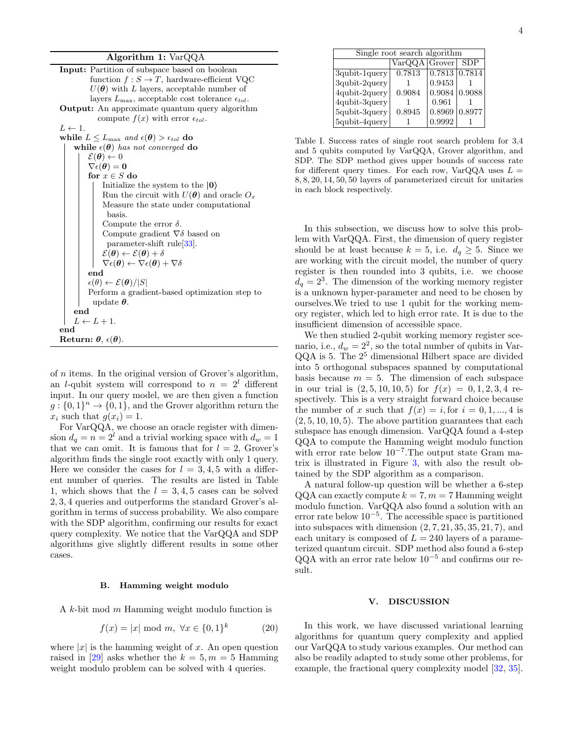**Algorithm 1:** VarQQA

**Input:** Partition of subspace based on boolean function $f : S \to T$, hardware-efficient VQC $U(\boldsymbol{\theta})$ with $L$ layers, acceptable number of layers $L_{\max}$, acceptable cost tolerance $\epsilon_{tol}$.

**Output:** An approximate quantum query algorithm compute $f(x)$ with error $\epsilon_{tol}$.

```
L ← 1.
while L ≤ L_max and ε(θ) > ε_tol do
    while ε(θ) has not converged do
        E(θ) ← 0
        ∇ε(θ) = 0
        for x ∈ S do
            Initialize the system to the |0⟩
            Run the circuit with U(θ) and oracle O_x
            Measure the state under computational basis.
            Compute the error δ.
            Compute gradient ∇δ based on parameter-shift rule[33].
            E(θ) ← E(θ) + δ
            ∇ε(θ) ← ∇ε(θ) + ∇δ
        end
        ε(θ) ← E(θ)/|S|
        Perform a gradient-based optimization step to update θ.
    end
    L ← L + 1.
end
Return: θ, ε(θ).
```

of $n$ items. In the original version of Grover's algorithm, an $l$-qubit system will correspond to $n = 2^l$ different input. In our query model, we are then given a function $g : \{0,1\}^n \to \{0,1\}$, and the Grover algorithm return the $x_i$ such that $g(x_i) = 1$.

For VarQQA, we choose an oracle register with dimension $d_q = n = 2^l$ and a trivial working space with $d_w = 1$ that we can omit. It is famous that for $l = 2$, Grover's algorithm finds the single root exactly with only 1 query. Here we consider the cases for $l = 3, 4, 5$ with a different number of queries. The results are listed in Table 1, which shows that the $l = 3, 4, 5$ cases can be solved 2, 3, 4 queries and outperforms the standard Grover's algorithm in terms of success probability. We also compare with the SDP algorithm, confirming our results for exact query complexity. We notice that the VarQQA and SDP algorithms give slightly different results in some other cases.

### B. Hamming weight modulo

A $k$-bit mod $m$ Hamming weight modulo function is

$$f(x) = |x| \bmod m, \ \forall x \in \{0,1\}^k \tag{20}$$

where $|x|$ is the hamming weight of $x$. An open question raised in [29] asks whether the $k = 5, m = 5$ Hamming weight modulo problem can be solved with 4 queries.

| Single root search algorithm | | | |
|---|---|---|---|
| | VarQQA | Grover | SDP |
| 3qubit-1query | 0.7813 | 0.7813 | 0.7814 |
| 3qubit-2query | 1 | 0.9453 | 1 |
| 4qubit-2query | 0.9084 | 0.9084 | 0.9088 |
| 4qubit-3query | 1 | 0.961 | 1 |
| 5qubit-3query | 0.8945 | 0.8969 | 0.8977 |
| 5qubit-4query | 1 | 0.9992 | 1 |

Table I. Success rates of single root search problem for 3,4 and 5 qubits computed by VarQQA, Grover algorithm, and SDP. The SDP method gives upper bounds of success rate for different query times. For each row, VarQQA uses $L = 8, 8, 20, 14, 50, 50$ layers of parameterized circuit for unitaries in each block respectively.

In this subsection, we discuss how to solve this problem with VarQQA. First, the dimension of query register should be at least because $k = 5$, i.e. $d_q \geq 5$. Since we are working with the circuit model, the number of query register is then rounded into 3 qubits, i.e. we choose $d_q = 2^3$. The dimension of the working memory register is a unknown hyper-parameter and need to be chosen by ourselves.We tried to use 1 qubit for the working memory register, which led to high error rate. It is due to the insufficient dimension of accessible space.

We then studied 2-qubit working memory register scenario, i.e., $d_w = 2^2$, so the total number of qubits in VarQQA is 5. The $2^5$ dimensional Hilbert space are divided into 5 orthogonal subspaces spanned by computational basis because $m = 5$. The dimension of each subspace in our trial is $(2, 5, 10, 10, 5)$ for $f(x) = 0, 1, 2, 3, 4$ respectively. This is a very straight forward choice because the number of $x$ such that $f(x) = i$, for $i = 0, 1, ..., 4$ is $(2, 5, 10, 10, 5)$. The above partition guarantees that each subspace has enough dimension. VarQQA found a 4-step QQA to compute the Hamming weight modulo function with error rate below $10^{-7}$.The output state Gram matrix is illustrated in Figure 3, with also the result obtained by the SDP algorithm as a comparison.

A natural follow-up question will be whether a 6-step QQA can exactly compute $k = 7, m = 7$ Hamming weight modulo function. VarQQA also found a solution with an error rate below $10^{-5}$. The accessible space is partitioned into subspaces with dimension $(2, 7, 21, 35, 35, 21, 7)$, and each unitary is composed of $L = 240$ layers of a parameterized quantum circuit. SDP method also found a 6-step QQA with an error rate below $10^{-5}$ and confirms our result.

## V. DISCUSSION

In this work, we have discussed variational learning algorithms for quantum query complexity and applied our VarQQA to study various examples. Our method can also be readily adapted to study some other problems, for example, the fractional query complexity model [32, 35].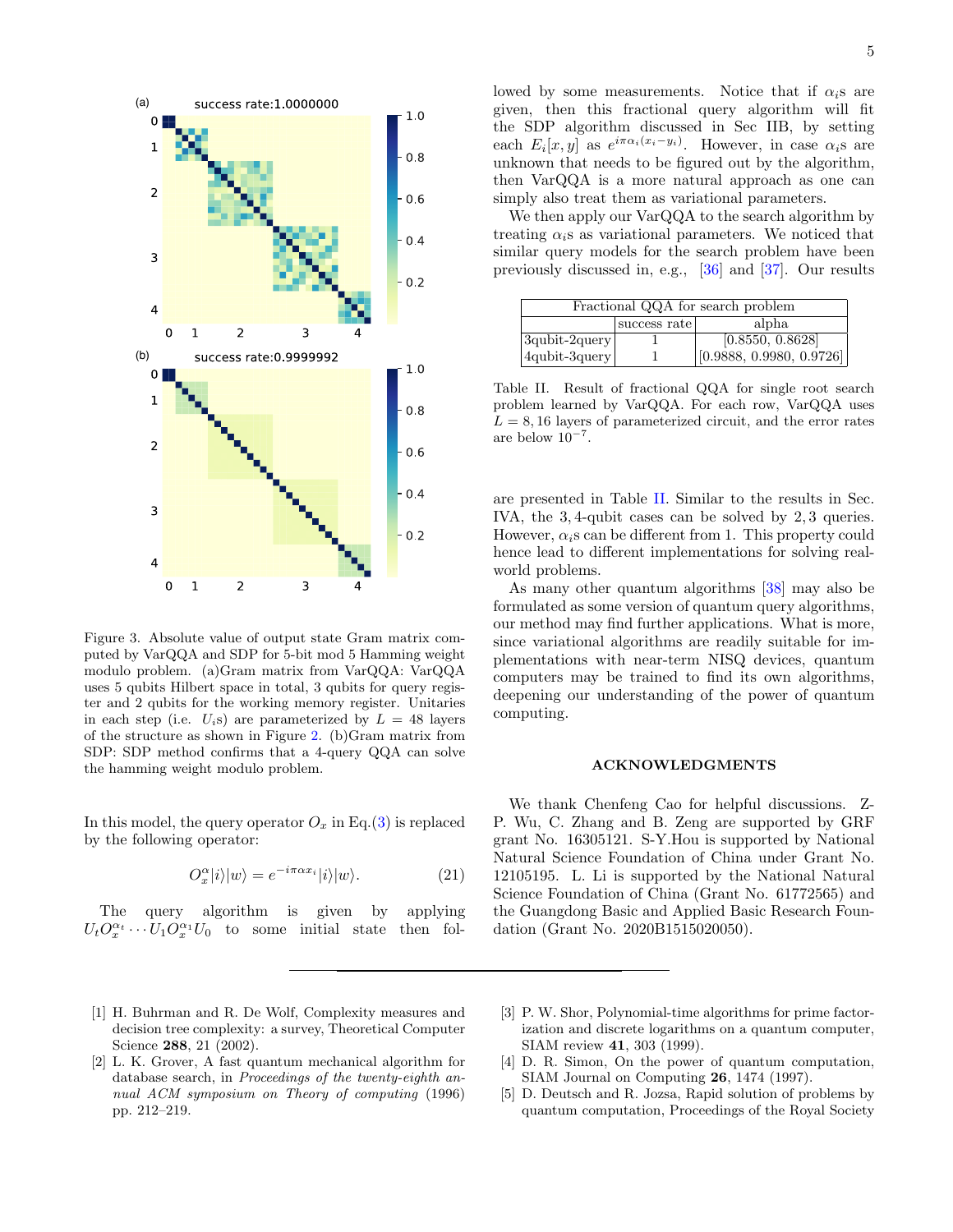Figure 3. Absolute value of output state Gram matrix computed by VarQQA and SDP for 5-bit mod 5 Hamming weight modulo problem. (a)Gram matrix from VarQQA: VarQQA uses 5 qubits Hilbert space in total, 3 qubits for query register and 2 qubits for the working memory register. Unitaries in each step (i.e. $U_i$s) are parameterized by $L = 48$ layers of the structure as shown in Figure 2. (b)Gram matrix from SDP: SDP method confirms that a 4-query QQA can solve the hamming weight modulo problem.

In this model, the query operator $O_x$ in Eq.(3) is replaced by the following operator:

$$O_x^{\alpha}|i\rangle|w\rangle = e^{-i\pi\alpha x_i}|i\rangle|w\rangle. \tag{21}$$

The query algorithm is given by applying $U_t O_x^{\alpha_t} \cdots U_1 O_x^{\alpha_1} U_0$ to some initial state then followed by some measurements. Notice that if $\alpha_i$s are given, then this fractional query algorithm will fit the SDP algorithm discussed in Sec IIB, by setting each $E_i[x,y]$ as $e^{i\pi\alpha_i(x_i - y_i)}$. However, in case $\alpha_i$s are unknown that needs to be figured out by the algorithm, then VarQQA is a more natural approach as one can simply also treat them as variational parameters.

We then apply our VarQQA to the search algorithm by treating $\alpha_i$s as variational parameters. We noticed that similar query models for the search problem have been previously discussed in, e.g., [36] and [37]. Our results are presented in Table II. Similar to the results in Sec. IVA, the 3, 4-qubit cases can be solved by 2, 3 queries. However, $\alpha_i$s can be different from 1. This property could hence lead to different implementations for solving real-world problems.

| Fractional QQA for search problem | | |
|---|---|---|
| | success rate | alpha |
| 3qubit-2query | 1 | [0.8550, 0.8628] |
| 4qubit-3query | 1 | [0.9888, 0.9980, 0.9726] |

Table II. Result of fractional QQA for single root search problem learned by VarQQA. For each row, VarQQA uses $L = 8, 16$ layers of parameterized circuit, and the error rates are below $10^{-7}$.

As many other quantum algorithms [38] may also be formulated as some version of quantum query algorithms, our method may find further applications. What is more, since variational algorithms are readily suitable for implementations with near-term NISQ devices, quantum computers may be trained to find its own algorithms, deepening our understanding of the power of quantum computing.

## ACKNOWLEDGMENTS

We thank Chenfeng Cao for helpful discussions. Z-P. Wu, C. Zhang and B. Zeng are supported by GRF grant No. 16305121. S-Y.Hou is supported by National Natural Science Foundation of China under Grant No. 12105195. L. Li is supported by the National Natural Science Foundation of China (Grant No. 61772565) and the Guangdong Basic and Applied Basic Research Foundation (Grant No. 2020B1515020050).

---

[1] H. Buhrman and R. De Wolf, Complexity measures and decision tree complexity: a survey, Theoretical Computer Science **288**, 21 (2002).

[2] L. K. Grover, A fast quantum mechanical algorithm for database search, in *Proceedings of the twenty-eighth annual ACM symposium on Theory of computing* (1996) pp. 212–219.

[3] P. W. Shor, Polynomial-time algorithms for prime factorization and discrete logarithms on a quantum computer, SIAM review **41**, 303 (1999).

[4] D. R. Simon, On the power of quantum computation, SIAM Journal on Computing **26**, 1474 (1997).

[5] D. Deutsch and R. Jozsa, Rapid solution of problems by quantum computation, Proceedings of the Royal Society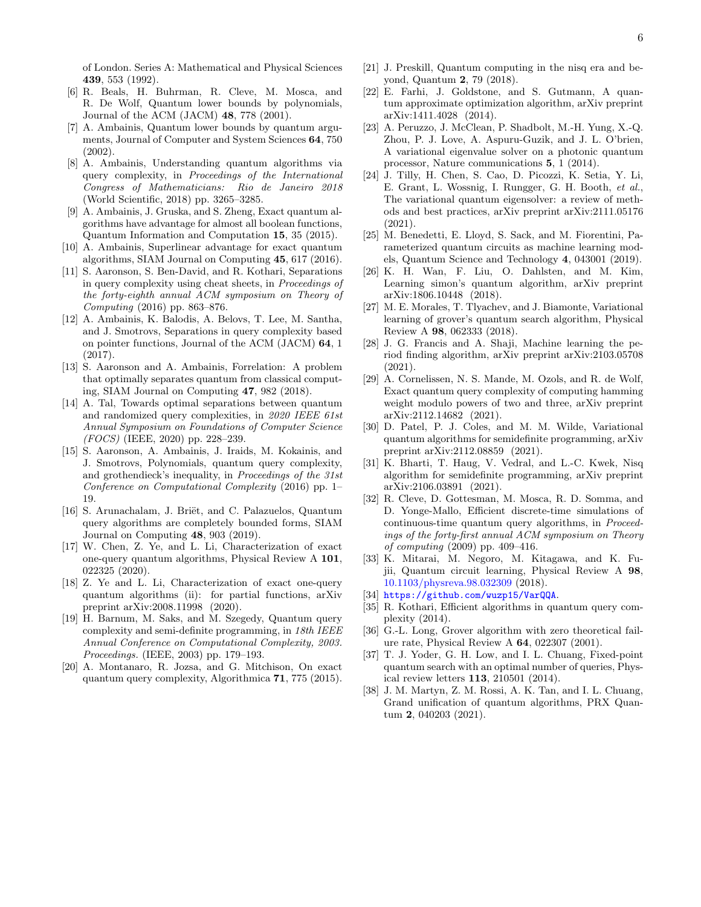of London. Series A: Mathematical and Physical Sciences **439**, 553 (1992).

[6] R. Beals, H. Buhrman, R. Cleve, M. Mosca, and R. De Wolf, Quantum lower bounds by polynomials, Journal of the ACM (JACM) **48**, 778 (2001).

[7] A. Ambainis, Quantum lower bounds by quantum arguments, Journal of Computer and System Sciences **64**, 750 (2002).

[8] A. Ambainis, Understanding quantum algorithms via query complexity, in *Proceedings of the International Congress of Mathematicians: Rio de Janeiro 2018* (World Scientific, 2018) pp. 3265–3285.

[9] A. Ambainis, J. Gruska, and S. Zheng, Exact quantum algorithms have advantage for almost all boolean functions, Quantum Information and Computation **15**, 35 (2015).

[10] A. Ambainis, Superlinear advantage for exact quantum algorithms, SIAM Journal on Computing **45**, 617 (2016).

[11] S. Aaronson, S. Ben-David, and R. Kothari, Separations in query complexity using cheat sheets, in *Proceedings of the forty-eighth annual ACM symposium on Theory of Computing* (2016) pp. 863–876.

[12] A. Ambainis, K. Balodis, A. Belovs, T. Lee, M. Santha, and J. Smotrovs, Separations in query complexity based on pointer functions, Journal of the ACM (JACM) **64**, 1 (2017).

[13] S. Aaronson and A. Ambainis, Forrelation: A problem that optimally separates quantum from classical computing, SIAM Journal on Computing **47**, 982 (2018).

[14] A. Tal, Towards optimal separations between quantum and randomized query complexities, in *2020 IEEE 61st Annual Symposium on Foundations of Computer Science (FOCS)* (IEEE, 2020) pp. 228–239.

[15] S. Aaronson, A. Ambainis, J. Iraids, M. Kokainis, and J. Smotrovs, Polynomials, quantum query complexity, and grothendieck's inequality, in *Proceedings of the 31st Conference on Computational Complexity* (2016) pp. 1–19.

[16] S. Arunachalam, J. Briët, and C. Palazuelos, Quantum query algorithms are completely bounded forms, SIAM Journal on Computing **48**, 903 (2019).

[17] W. Chen, Z. Ye, and L. Li, Characterization of exact one-query quantum algorithms, Physical Review A **101**, 022325 (2020).

[18] Z. Ye and L. Li, Characterization of exact one-query quantum algorithms (ii): for partial functions, arXiv preprint arXiv:2008.11998 (2020).

[19] H. Barnum, M. Saks, and M. Szegedy, Quantum query complexity and semi-definite programming, in *18th IEEE Annual Conference on Computational Complexity, 2003. Proceedings.* (IEEE, 2003) pp. 179–193.

[20] A. Montanaro, R. Jozsa, and G. Mitchison, On exact quantum query complexity, Algorithmica **71**, 775 (2015).

[21] J. Preskill, Quantum computing in the nisq era and beyond, Quantum **2**, 79 (2018).

[22] E. Farhi, J. Goldstone, and S. Gutmann, A quantum approximate optimization algorithm, arXiv preprint arXiv:1411.4028 (2014).

[23] A. Peruzzo, J. McClean, P. Shadbolt, M.-H. Yung, X.-Q. Zhou, P. J. Love, A. Aspuru-Guzik, and J. L. O'brien, A variational eigenvalue solver on a photonic quantum processor, Nature communications **5**, 1 (2014).

[24] J. Tilly, H. Chen, S. Cao, D. Picozzi, K. Setia, Y. Li, E. Grant, L. Wossnig, I. Rungger, G. H. Booth, *et al.*, The variational quantum eigensolver: a review of methods and best practices, arXiv preprint arXiv:2111.05176 (2021).

[25] M. Benedetti, E. Lloyd, S. Sack, and M. Fiorentini, Parameterized quantum circuits as machine learning models, Quantum Science and Technology **4**, 043001 (2019).

[26] K. H. Wan, F. Liu, O. Dahlsten, and M. Kim, Learning simon's quantum algorithm, arXiv preprint arXiv:1806.10448 (2018).

[27] M. E. Morales, T. Tlyachev, and J. Biamonte, Variational learning of grover's quantum search algorithm, Physical Review A **98**, 062333 (2018).

[28] J. G. Francis and A. Shaji, Machine learning the period finding algorithm, arXiv preprint arXiv:2103.05708 (2021).

[29] A. Cornelissen, N. S. Mande, M. Ozols, and R. de Wolf, Exact quantum query complexity of computing hamming weight modulo powers of two and three, arXiv preprint arXiv:2112.14682 (2021).

[30] D. Patel, P. J. Coles, and M. M. Wilde, Variational quantum algorithms for semidefinite programming, arXiv preprint arXiv:2112.08859 (2021).

[31] K. Bharti, T. Haug, V. Vedral, and L.-C. Kwek, Nisq algorithm for semidefinite programming, arXiv preprint arXiv:2106.03891 (2021).

[32] R. Cleve, D. Gottesman, M. Mosca, R. D. Somma, and D. Yonge-Mallo, Efficient discrete-time simulations of continuous-time quantum query algorithms, in *Proceedings of the forty-first annual ACM symposium on Theory of computing* (2009) pp. 409–416.

[33] K. Mitarai, M. Negoro, M. Kitagawa, and K. Fujii, Quantum circuit learning, Physical Review A **98**, 10.1103/physreva.98.032309 (2018).

[34] https://github.com/wuzp15/VarQQA.

[35] R. Kothari, Efficient algorithms in quantum query complexity (2014).

[36] G.-L. Long, Grover algorithm with zero theoretical failure rate, Physical Review A **64**, 022307 (2001).

[37] T. J. Yoder, G. H. Low, and I. L. Chuang, Fixed-point quantum search with an optimal number of queries, Physical review letters **113**, 210501 (2014).

[38] J. M. Martyn, Z. M. Rossi, A. K. Tan, and I. L. Chuang, Grand unification of quantum algorithms, PRX Quantum **2**, 040203 (2021).